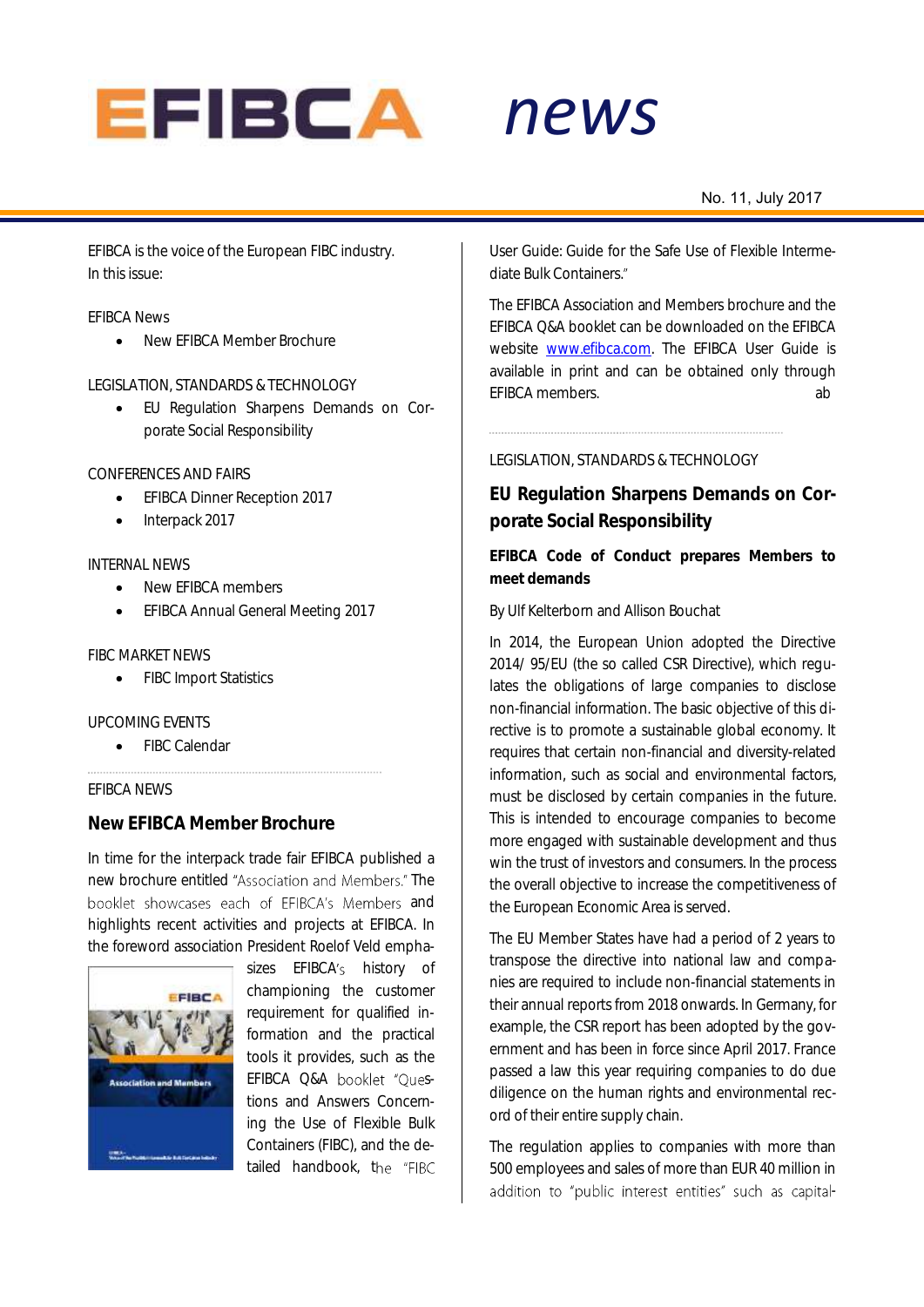# EFIBCA news

No. 11, July 2017

EFIBCA is the voice of the European FIBC industry.
In this issue:

EFIBCA News

- New EFIBCA Member Brochure

LEGISLATION, STANDARDS & TECHNOLOGY

- EU Regulation Sharpens Demands on Corporate Social Responsibility

CONFERENCES AND FAIRS

- EFIBCA Dinner Reception 2017
- Interpack 2017

INTERNAL NEWS

- New EFIBCA members
- EFIBCA Annual General Meeting 2017

FIBC MARKET NEWS

- FIBC Import Statistics

UPCOMING EVENTS

- FIBC Calendar

EFIBCA NEWS

## New EFIBCA Member Brochure

In time for the interpack trade fair EFIBCA published a new brochure entitled "Association and Members." The booklet showcases each of EFIBCA's Members and highlights recent activities and projects at EFIBCA. In the foreword association President Roelof Veld emphasizes EFIBCA's history of championing the customer requirement for qualified information and the practical tools it provides, such as the EFIBCA Q&A booklet "Questions and Answers Concerning the Use of Flexible Bulk Containers (FIBC), and the detailed handbook, the "FIBC User Guide: Guide for the Safe Use of Flexible Intermediate Bulk Containers."

The EFIBCA Association and Members brochure and the EFIBCA Q&A booklet can be downloaded on the EFIBCA website www.efibca.com. The EFIBCA User Guide is available in print and can be obtained only through EFIBCA members. ab

LEGISLATION, STANDARDS & TECHNOLOGY

## EU Regulation Sharpens Demands on Corporate Social Responsibility

**EFIBCA Code of Conduct prepares Members to meet demands**

By Ulf Kelterborn and Allison Bouchat

In 2014, the European Union adopted the Directive 2014/ 95/EU (the so called CSR Directive), which regulates the obligations of large companies to disclose non-financial information. The basic objective of this directive is to promote a sustainable global economy. It requires that certain non-financial and diversity-related information, such as social and environmental factors, must be disclosed by certain companies in the future. This is intended to encourage companies to become more engaged with sustainable development and thus win the trust of investors and consumers. In the process the overall objective to increase the competitiveness of the European Economic Area is served.

The EU Member States have had a period of 2 years to transpose the directive into national law and companies are required to include non-financial statements in their annual reports from 2018 onwards. In Germany, for example, the CSR report has been adopted by the government and has been in force since April 2017. France passed a law this year requiring companies to do due diligence on the human rights and environmental record of their entire supply chain.

The regulation applies to companies with more than 500 employees and sales of more than EUR 40 million in addition to "public interest entities" such as capital-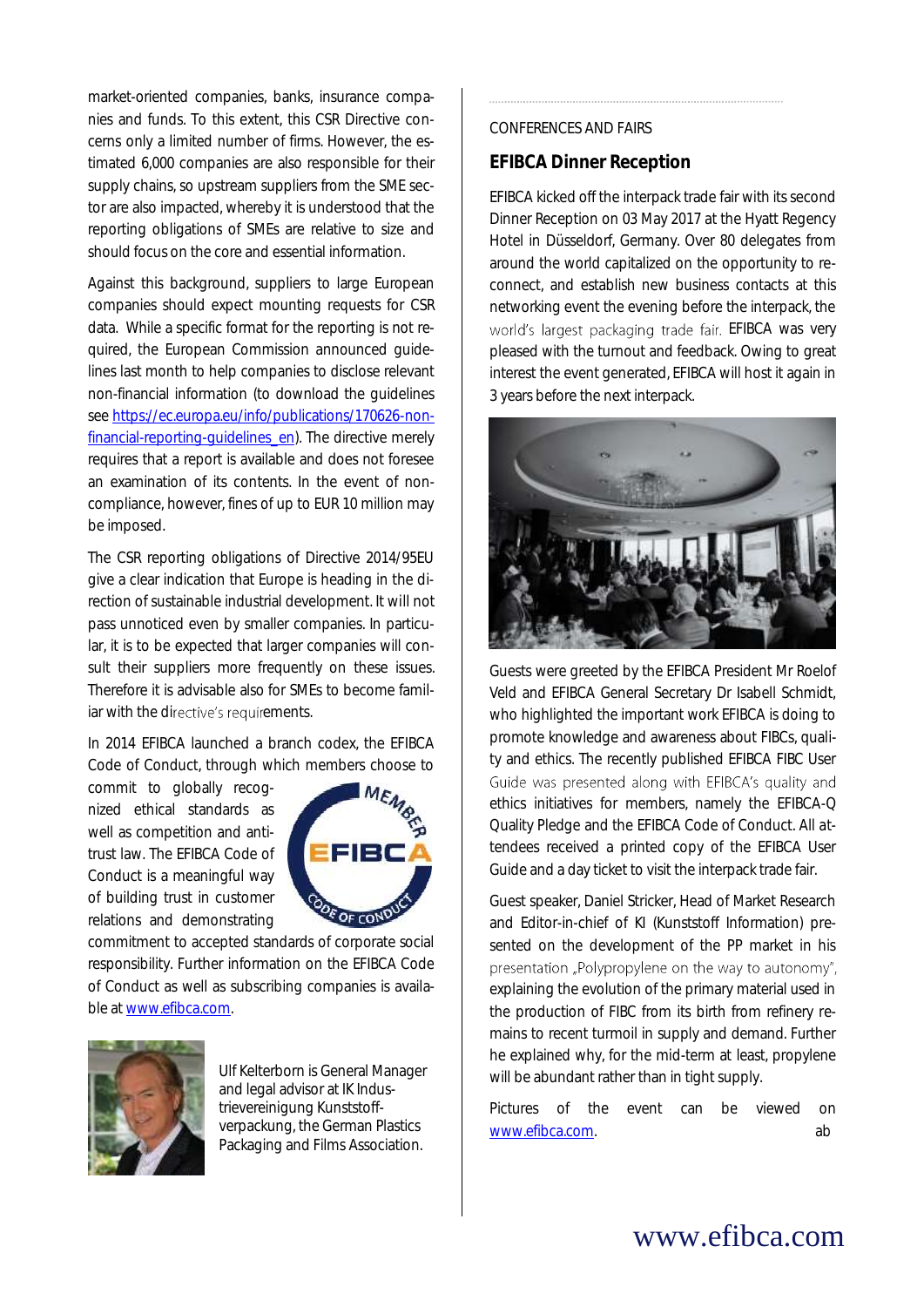market-oriented companies, banks, insurance companies and funds. To this extent, this CSR Directive concerns only a limited number of firms. However, the estimated 6,000 companies are also responsible for their supply chains, so upstream suppliers from the SME sector are also impacted, whereby it is understood that the reporting obligations of SMEs are relative to size and should focus on the core and essential information.

Against this background, suppliers to large European companies should expect mounting requests for CSR data. While a specific format for the reporting is not required, the European Commission announced guidelines last month to help companies to disclose relevant non-financial information (to download the guidelines see https://ec.europa.eu/info/publications/170626-non-financial-reporting-guidelines_en). The directive merely requires that a report is available and does not foresee an examination of its contents. In the event of non-compliance, however, fines of up to EUR 10 million may be imposed.

The CSR reporting obligations of Directive 2014/95EU give a clear indication that Europe is heading in the direction of sustainable industrial development. It will not pass unnoticed even by smaller companies. In particular, it is to be expected that larger companies will consult their suppliers more frequently on these issues. Therefore it is advisable also for SMEs to become familiar with the directive's requirements.

In 2014 EFIBCA launched a branch codex, the EFIBCA Code of Conduct, through which members choose to commit to globally recognized ethical standards as well as competition and anti-trust law. The EFIBCA Code of Conduct is a meaningful way of building trust in customer relations and demonstrating commitment to accepted standards of corporate social responsibility. Further information on the EFIBCA Code of Conduct as well as subscribing companies is available at www.efibca.com.

Ulf Kelterborn is General Manager and legal advisor at IK Industrievereinigung Kunststoffverpackung, the German Plastics Packaging and Films Association.

CONFERENCES AND FAIRS

## EFIBCA Dinner Reception

EFIBCA kicked off the interpack trade fair with its second Dinner Reception on 03 May 2017 at the Hyatt Regency Hotel in Düsseldorf, Germany. Over 80 delegates from around the world capitalized on the opportunity to re-connect, and establish new business contacts at this networking event the evening before the interpack, the world's largest packaging trade fair. EFIBCA was very pleased with the turnout and feedback. Owing to great interest the event generated, EFIBCA will host it again in 3 years before the next interpack.

Guests were greeted by the EFIBCA President Mr Roelof Veld and EFIBCA General Secretary Dr Isabell Schmidt, who highlighted the important work EFIBCA is doing to promote knowledge and awareness about FIBCs, quality and ethics. The recently published EFIBCA FIBC User Guide was presented along with EFIBCA's quality and ethics initiatives for members, namely the EFIBCA-Q Quality Pledge and the EFIBCA Code of Conduct. All attendees received a printed copy of the EFIBCA User Guide and a day ticket to visit the interpack trade fair.

Guest speaker, Daniel Stricker, Head of Market Research and Editor-in-chief of KI (Kunststoff Information) presented on the development of the PP market in his presentation „Polypropylene on the way to autonomy", explaining the evolution of the primary material used in the production of FIBC from its birth from refinery remains to recent turmoil in supply and demand. Further he explained why, for the mid-term at least, propylene will be abundant rather than in tight supply.

Pictures of the event can be viewed on www.efibca.com. ab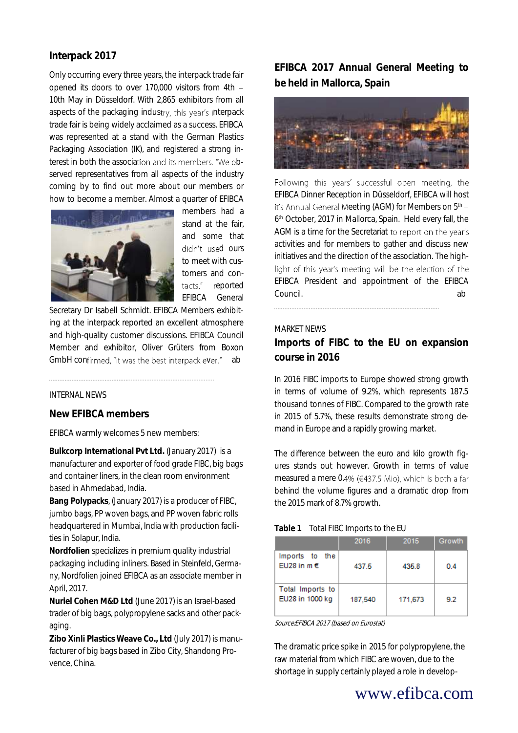## Interpack 2017

Only occurring every three years, the interpack trade fair opened its doors to over 170,000 visitors from 4th – 10th May in Düsseldorf. With 2,865 exhibitors from all aspects of the packaging industry, this year's interpack trade fair is being widely acclaimed as a success. EFIBCA was represented at a stand with the German Plastics Packaging Association (IK), and registered a strong interest in both the association and its members. "We observed representatives from all aspects of the industry coming by to find out more about our members or how to become a member. Almost a quarter of EFIBCA members had a stand at the fair, and some that didn't used ours to meet with customers and contacts," reported EFIBCA General Secretary Dr Isabell Schmidt. EFIBCA Members exhibiting at the interpack reported an excellent atmosphere and high-quality customer discussions. EFIBCA Council Member and exhibitor, Oliver Grüters from Boxon GmbH confirmed, "it was the best interpack ever." ab

INTERNAL NEWS

## New EFIBCA members

EFIBCA warmly welcomes 5 new members:

**Bulkcorp International Pvt Ltd.** (January 2017) is a manufacturer and exporter of food grade FIBC, big bags and container liners, in the clean room environment based in Ahmedabad, India.

**Bang Polypacks**, (January 2017) is a producer of FIBC, jumbo bags, PP woven bags, and PP woven fabric rolls headquartered in Mumbai, India with production facilities in Solapur, India.

**Nordfolien** specializes in premium quality industrial packaging including inliners. Based in Steinfeld, Germany, Nordfolien joined EFIBCA as an associate member in April, 2017.

**Nuriel Cohen M&D Ltd** (June 2017) is an Israel-based trader of big bags, polypropylene sacks and other packaging.

**Zibo Xinli Plastics Weave Co., Ltd** (July 2017) is manufacturer of big bags based in Zibo City, Shandong Provence, China.

## EFIBCA 2017 Annual General Meeting to be held in Mallorca, Spain

Following this years' successful open meeting, the EFIBCA Dinner Reception in Düsseldorf, EFIBCA will host it's Annual General Meeting (AGM) for Members on 5th – 6th October, 2017 in Mallorca, Spain. Held every fall, the AGM is a time for the Secretariat to report on the year's activities and for members to gather and discuss new initiatives and the direction of the association. The highlight of this year's meeting will be the election of the EFIBCA President and appointment of the EFIBCA Council. ab

MARKET NEWS

## Imports of FIBC to the EU on expansion course in 2016

In 2016 FIBC imports to Europe showed strong growth in terms of volume of 9.2%, which represents 187.5 thousand tonnes of FIBC. Compared to the growth rate in 2015 of 5.7%, these results demonstrate strong demand in Europe and a rapidly growing market.

The difference between the euro and kilo growth figures stands out however. Growth in terms of value measured a mere 0.4% (€437.5 Mio), which is both a far behind the volume figures and a dramatic drop from the 2015 mark of 8.7% growth.

**Table 1** Total FIBC Imports to the EU

| | 2016 | 2015 | Growth |
|---|---|---|---|
| Imports to the EU28 in m € | 437.5 | 435.8 | 0.4 |
| Total Imports to EU28 in 1000 kg | 187,540 | 171,673 | 9.2 |

*Source:EFIBCA 2017 (based on Eurostat)*

The dramatic price spike in 2015 for polypropylene, the raw material from which FIBC are woven, due to the shortage in supply certainly played a role in develop-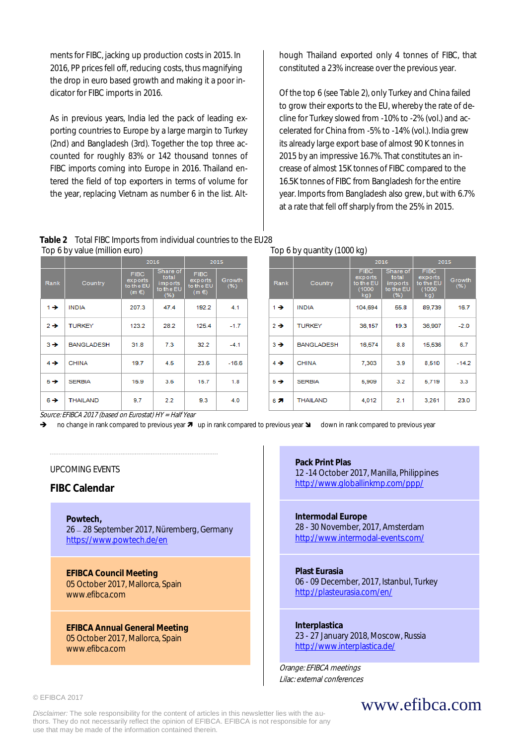ments for FIBC, jacking up production costs in 2015. In 2016, PP prices fell off, reducing costs, thus magnifying the drop in euro based growth and making it a poor indicator for FIBC imports in 2016.

As in previous years, India led the pack of leading exporting countries to Europe by a large margin to Turkey (2nd) and Bangladesh (3rd). Together the top three accounted for roughly 83% or 142 thousand tonnes of FIBC imports coming into Europe in 2016. Thailand entered the field of top exporters in terms of volume for the year, replacing Vietnam as number 6 in the list. Although Thailand exported only 4 tonnes of FIBC, that constituted a 23% increase over the previous year.

Of the top 6 (see Table 2), only Turkey and China failed to grow their exports to the EU, whereby the rate of decline for Turkey slowed from -10% to -2% (vol.) and accelerated for China from -5% to -14% (vol.). India grew its already large export base of almost 90 K tonnes in 2015 by an impressive 16.7%. That constitutes an increase of almost 15K tonnes of FIBC compared to the 16.5K tonnes of FIBC from Bangladesh for the entire year. Imports from Bangladesh also grew, but with 6.7% at a rate that fell off sharply from the 25% in 2015.

**Table 2** Total FIBC Imports from individual countries to the EU28

Top 6 by value (million euro)

| Rank | Country | 2016 | | 2015 | |
|---|---|---|---|---|---|
| | | FIBC exports to the EU (m €) | Share of total imports to the EU (%) | FIBC exports to the EU (m €) | Growth (%) |
| 1 ➔ | INDIA | 207.3 | 47.4 | 192.2 | 4.1 |
| 2 ➔ | TURKEY | 123.2 | 28.2 | 125.4 | -1.7 |
| 3 ➔ | BANGLADESH | 31.8 | 7.3 | 32.2 | -4.1 |
| 4 ➔ | CHINA | 19.7 | 4.5 | 23.6 | -16.6 |
| 5 ➔ | SERBIA | 15.9 | 3.6 | 15.7 | 1.8 |
| 6 ➔ | THAILAND | 9.7 | 2.2 | 9.3 | 4.0 |

Top 6 by quantity (1000 kg)

| Rank | Country | 2016 | | 2015 | |
|---|---|---|---|---|---|
| | | FIBC exports to the EU (1000 kg) | Share of total imports to the EU (%) | FIBC exports to the EU (1000 kg) | Growth (%) |
| 1 ➔ | INDIA | 104,694 | 55.8 | 89,739 | 16.7 |
| 2 ➔ | TURKEY | 36,157 | 19.3 | 36,907 | -2.0 |
| 3 ➔ | BANGLADESH | 16,574 | 8.8 | 15,536 | 6.7 |
| 4 ➔ | CHINA | 7,303 | 3.9 | 8,510 | -14.2 |
| 5 ➔ | SERBIA | 5,909 | 3.2 | 5,719 | 3.3 |
| 6 ➚ | THAILAND | 4,012 | 2.1 | 3,261 | 23.0 |

*Source: EFIBCA 2017 (based on Eurostat) HY = Half Year*

➔ no change in rank compared to previous year ➚ up in rank compared to previous year ➘ down in rank compared to previous year

UPCOMING EVENTS

## FIBC Calendar

**Powtech,**
26 – 28 September 2017, Nüremberg, Germany
https://www.powtech.de/en

**EFIBCA Council Meeting**
05 October 2017, Mallorca, Spain
www.efibca.com

**EFIBCA Annual General Meeting**
05 October 2017, Mallorca, Spain
www.efibca.com

**Pack Print Plas**
12 -14 October 2017, Manilla, Philippines
http://www.globallinkmp.com/ppp/

**Intermodal Europe**
28 - 30 November, 2017, Amsterdam
http://www.intermodal-events.com/

**Plast Eurasia**
06 - 09 December, 2017, Istanbul, Turkey
http://plasteurasia.com/en/

**Interplastica**
23 - 27 January 2018, Moscow, Russia
http://www.interplastica.de/

*Orange: EFIBCA meetings*
*Lilac: external conferences*

© EFIBCA 2017

*Disclaimer:* The sole responsibility for the content of articles in this newsletter lies with the authors. They do not necessarily reflect the opinion of EFIBCA. EFIBCA is not responsible for any use that may be made of the information contained therein.

www.efibca.com